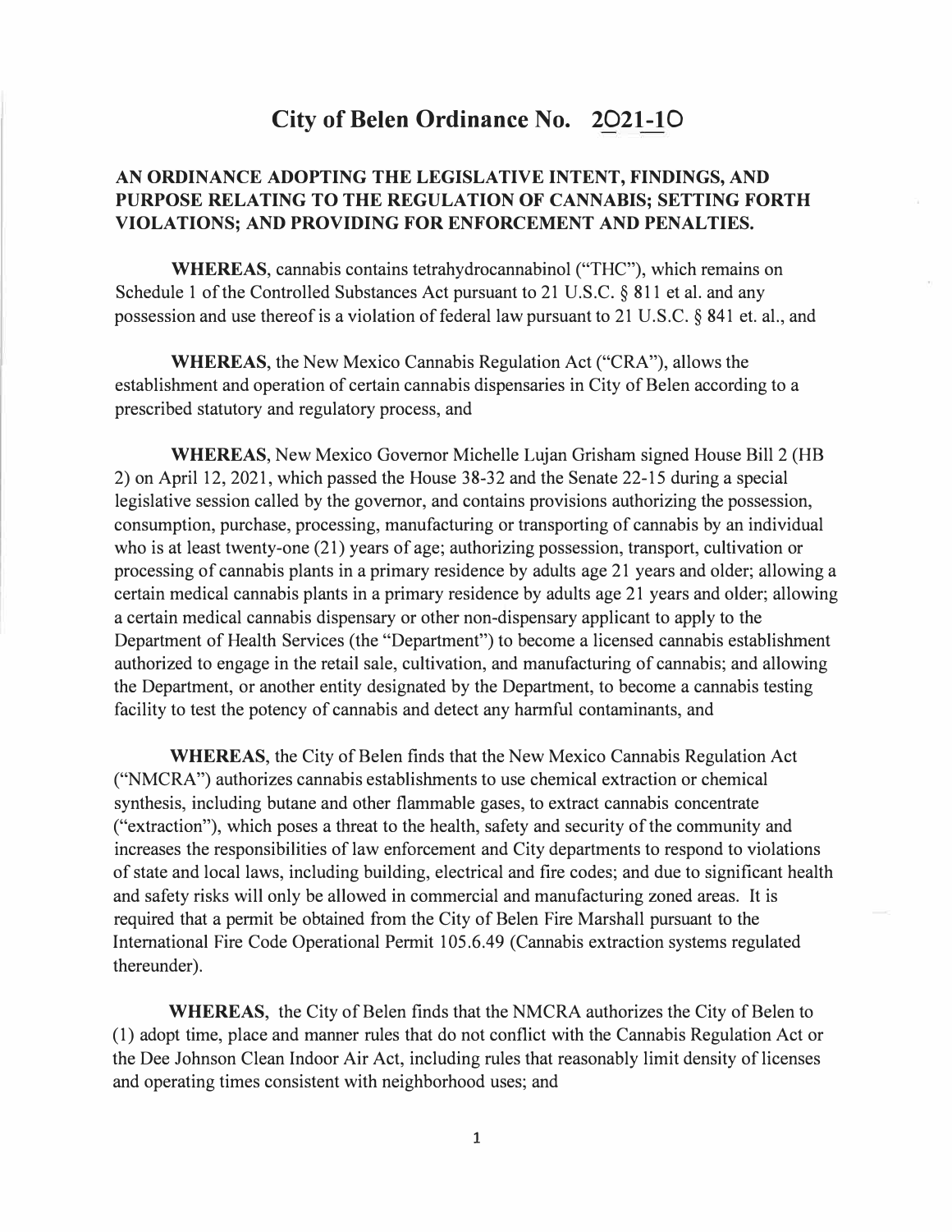# City of Belen Ordinance No. 2021-10

## AN ORDINANCE ADOPTING THE LEGISLATIVE INTENT, FINDINGS, AND PURPOSE RELATING TO THE REGULATION OF CANNABIS; SETTING FORTH VIOLATIONS; AND PROVIDING FOR ENFORCEMENT AND PENALTIES.

**WHEREAS**, cannabis contains tetrahydrocannabinol ("THC"), which remains on Schedule 1 of the Controlled Substances Act pursuant to 21 U.S.C. § 811 et al. and any possession and use thereof is a violation of federal law pursuant to 21 U.S.C. § 841 et. al., and

**WHEREAS**, the New Mexico Cannabis Regulation Act ("CRA"), allows the establishment and operation of certain cannabis dispensaries in City of Belen according to a prescribed statutory and regulatory process, and

**WHEREAS**, New Mexico Governor Michelle Lujan Grisham signed House Bill 2 (HB 2) on April 12, 2021, which passed the House 38-32 and the Senate 22-15 during a special legislative session called by the governor, and contains provisions authorizing the possession, consumption, purchase, processing, manufacturing or transporting of cannabis by an individual who is at least twenty-one (21) years of age; authorizing possession, transport, cultivation or processing of cannabis plants in a primary residence by adults age 21 years and older; allowing a certain medical cannabis plants in a primary residence by adults age 21 years and older; allowing a certain medical cannabis dispensary or other non-dispensary applicant to apply to the Department of Health Services (the "Department") to become a licensed cannabis establishment authorized to engage in the retail sale, cultivation, and manufacturing of cannabis; and allowing the Department, or another entity designated by the Department, to become a cannabis testing facility to test the potency of cannabis and detect any harmful contaminants, and

**WHEREAS**, the City of Belen finds that the New Mexico Cannabis Regulation Act ("NMCRA") authorizes cannabis establishments to use chemical extraction or chemical synthesis, including butane and other flammable gases, to extract cannabis concentrate ("extraction"), which poses a threat to the health, safety and security of the community and increases the responsibilities of law enforcement and City departments to respond to violations of state and local laws, including building, electrical and fire codes; and due to significant health and safety risks will only be allowed in commercial and manufacturing zoned areas. It is required that a permit be obtained from the City of Belen Fire Marshall pursuant to the International Fire Code Operational Permit 105.6.49 (Cannabis extraction systems regulated thereunder).

**WHEREAS**, the City of Belen finds that the NMCRA authorizes the City of Belen to (1) adopt time, place and manner rules that do not conflict with the Cannabis Regulation Act or the Dee Johnson Clean Indoor Air Act, including rules that reasonably limit density of licenses and operating times consistent with neighborhood uses; and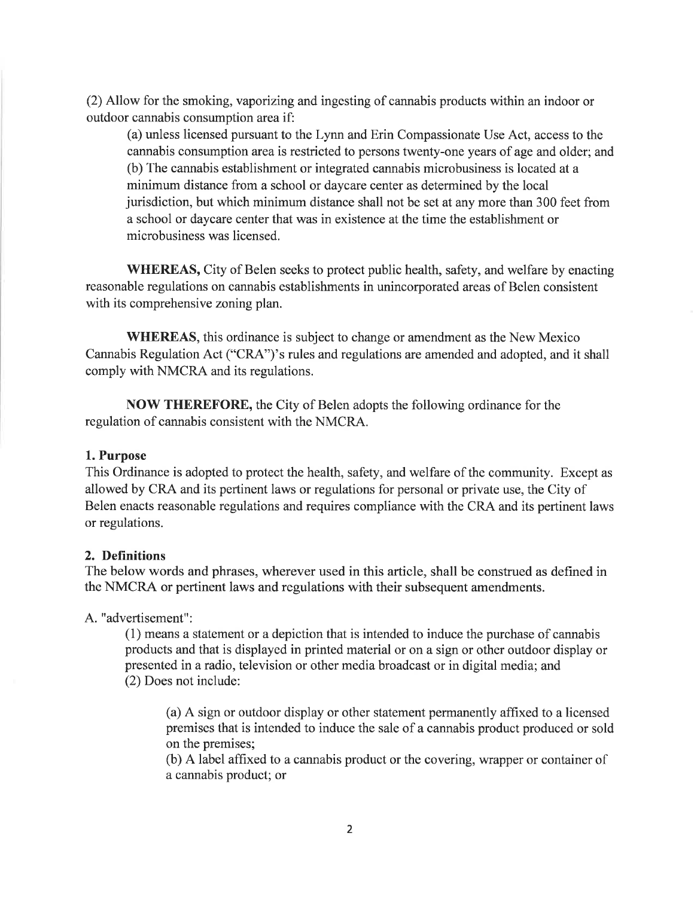(2) Allow for the smoking, vaporizing and ingesting of cannabis products within an indoor or outdoor cannabis consumption area if:

> (a) unless licensed pursuant to the Lynn and Erin Compassionate Use Act, access to the cannabis consumption area is restricted to persons twenty-one years of age and older; and
> (b) The cannabis establishment or integrated cannabis microbusiness is located at a minimum distance from a school or daycare center as determined by the local jurisdiction, but which minimum distance shall not be set at any more than 300 feet from a school or daycare center that was in existence at the time the establishment or microbusiness was licensed.

**WHEREAS,** City of Belen seeks to protect public health, safety, and welfare by enacting reasonable regulations on cannabis establishments in unincorporated areas of Belen consistent with its comprehensive zoning plan.

**WHEREAS,** this ordinance is subject to change or amendment as the New Mexico Cannabis Regulation Act ("CRA")'s rules and regulations are amended and adopted, and it shall comply with NMCRA and its regulations.

**NOW THEREFORE,** the City of Belen adopts the following ordinance for the regulation of cannabis consistent with the NMCRA.

### 1. Purpose

This Ordinance is adopted to protect the health, safety, and welfare of the community. Except as allowed by CRA and its pertinent laws or regulations for personal or private use, the City of Belen enacts reasonable regulations and requires compliance with the CRA and its pertinent laws or regulations.

### 2. Definitions

The below words and phrases, wherever used in this article, shall be construed as defined in the NMCRA or pertinent laws and regulations with their subsequent amendments.

A. "advertisement":

> (1) means a statement or a depiction that is intended to induce the purchase of cannabis products and that is displayed in printed material or on a sign or other outdoor display or presented in a radio, television or other media broadcast or in digital media; and
> (2) Does not include:
>
> > (a) A sign or outdoor display or other statement permanently affixed to a licensed premises that is intended to induce the sale of a cannabis product produced or sold on the premises;
> >
> > (b) A label affixed to a cannabis product or the covering, wrapper or container of a cannabis product; or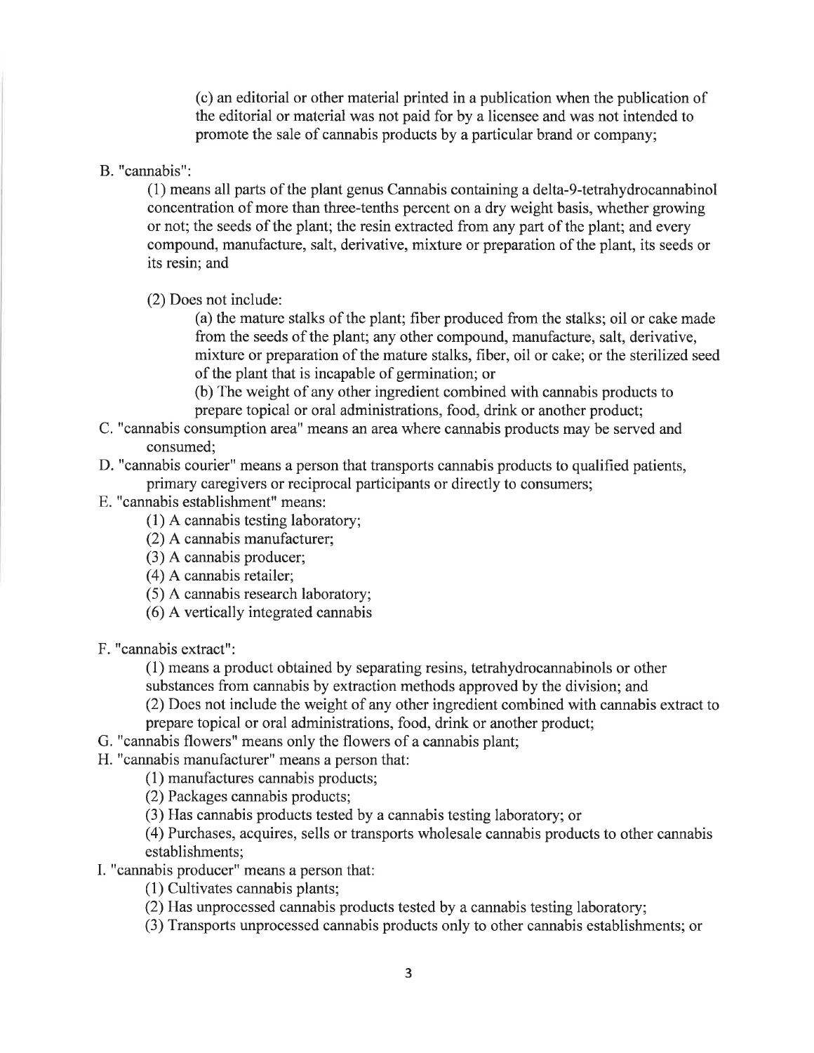(c) an editorial or other material printed in a publication when the publication of the editorial or material was not paid for by a licensee and was not intended to promote the sale of cannabis products by a particular brand or company;

B. "cannabis":

(1) means all parts of the plant genus Cannabis containing a delta-9-tetrahydrocannabinol concentration of more than three-tenths percent on a dry weight basis, whether growing or not; the seeds of the plant; the resin extracted from any part of the plant; and every compound, manufacture, salt, derivative, mixture or preparation of the plant, its seeds or its resin; and

(2) Does not include:

(a) the mature stalks of the plant; fiber produced from the stalks; oil or cake made from the seeds of the plant; any other compound, manufacture, salt, derivative, mixture or preparation of the mature stalks, fiber, oil or cake; or the sterilized seed of the plant that is incapable of germination; or

(b) The weight of any other ingredient combined with cannabis products to prepare topical or oral administrations, food, drink or another product;

C. "cannabis consumption area" means an area where cannabis products may be served and consumed;

D. "cannabis courier" means a person that transports cannabis products to qualified patients, primary caregivers or reciprocal participants or directly to consumers;

E. "cannabis establishment" means:

(1) A cannabis testing laboratory;

(2) A cannabis manufacturer;

(3) A cannabis producer;

(4) A cannabis retailer;

(5) A cannabis research laboratory;

(6) A vertically integrated cannabis

F. "cannabis extract":

(1) means a product obtained by separating resins, tetrahydrocannabinols or other substances from cannabis by extraction methods approved by the division; and

(2) Does not include the weight of any other ingredient combined with cannabis extract to prepare topical or oral administrations, food, drink or another product;

G. "cannabis flowers" means only the flowers of a cannabis plant;

H. "cannabis manufacturer" means a person that:

(1) manufactures cannabis products;

(2) Packages cannabis products;

(3) Has cannabis products tested by a cannabis testing laboratory; or

(4) Purchases, acquires, sells or transports wholesale cannabis products to other cannabis establishments;

I. "cannabis producer" means a person that:

(1) Cultivates cannabis plants;

(2) Has unprocessed cannabis products tested by a cannabis testing laboratory;

(3) Transports unprocessed cannabis products only to other cannabis establishments; or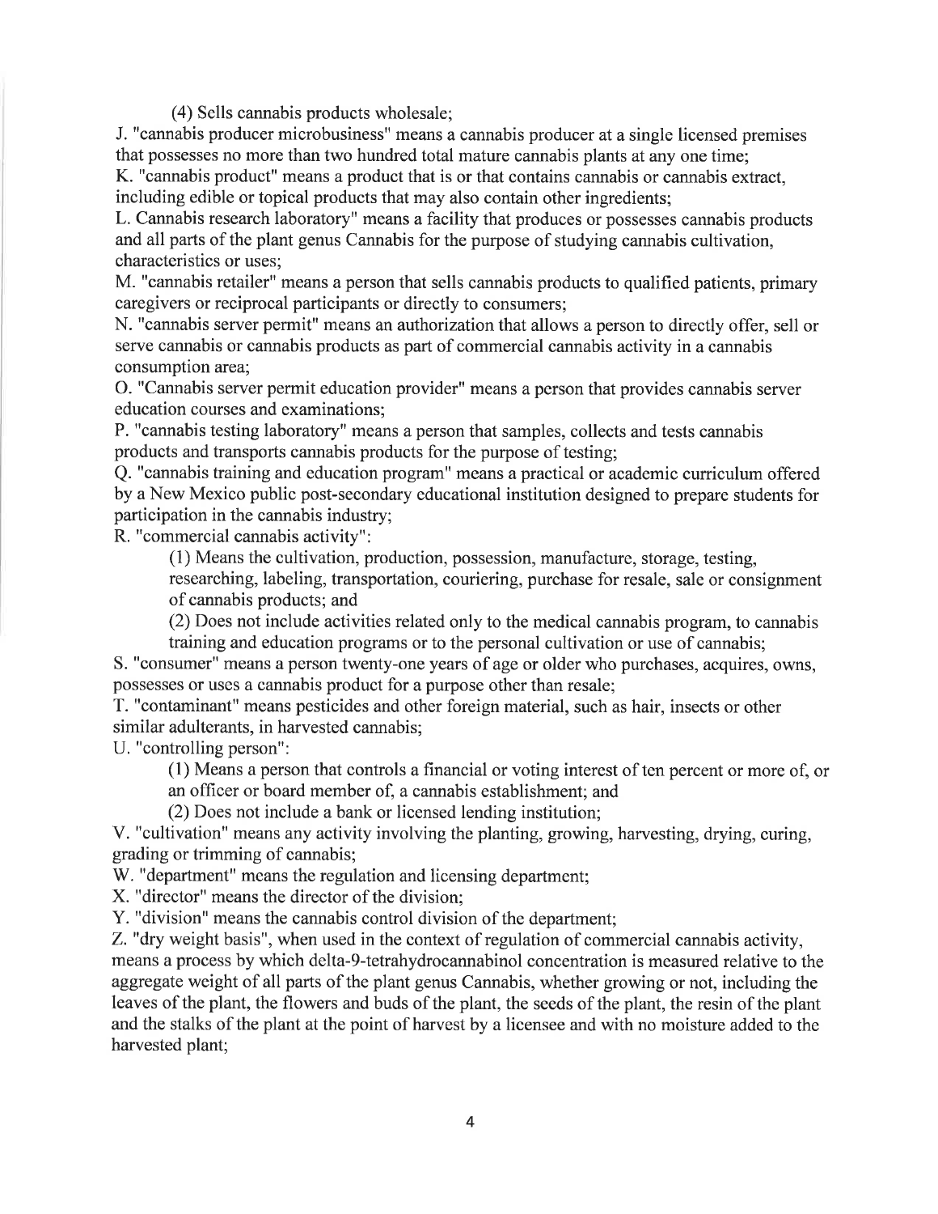(4) Sells cannabis products wholesale;

J. "cannabis producer microbusiness" means a cannabis producer at a single licensed premises that possesses no more than two hundred total mature cannabis plants at any one time;

K. "cannabis product" means a product that is or that contains cannabis or cannabis extract, including edible or topical products that may also contain other ingredients;

L. Cannabis research laboratory" means a facility that produces or possesses cannabis products and all parts of the plant genus Cannabis for the purpose of studying cannabis cultivation, characteristics or uses;

M. "cannabis retailer" means a person that sells cannabis products to qualified patients, primary caregivers or reciprocal participants or directly to consumers;

N. "cannabis server permit" means an authorization that allows a person to directly offer, sell or serve cannabis or cannabis products as part of commercial cannabis activity in a cannabis consumption area;

O. "Cannabis server permit education provider" means a person that provides cannabis server education courses and examinations;

P. "cannabis testing laboratory" means a person that samples, collects and tests cannabis products and transports cannabis products for the purpose of testing;

Q. "cannabis training and education program" means a practical or academic curriculum offered by a New Mexico public post-secondary educational institution designed to prepare students for participation in the cannabis industry;

R. "commercial cannabis activity":

(1) Means the cultivation, production, possession, manufacture, storage, testing, researching, labeling, transportation, couriering, purchase for resale, sale or consignment of cannabis products; and

(2) Does not include activities related only to the medical cannabis program, to cannabis training and education programs or to the personal cultivation or use of cannabis;

S. "consumer" means a person twenty-one years of age or older who purchases, acquires, owns, possesses or uses a cannabis product for a purpose other than resale;

T. "contaminant" means pesticides and other foreign material, such as hair, insects or other similar adulterants, in harvested cannabis;

U. "controlling person":

(1) Means a person that controls a financial or voting interest of ten percent or more of, or an officer or board member of, a cannabis establishment; and

(2) Does not include a bank or licensed lending institution;

V. "cultivation" means any activity involving the planting, growing, harvesting, drying, curing, grading or trimming of cannabis;

W. "department" means the regulation and licensing department;

X. "director" means the director of the division;

Y. "division" means the cannabis control division of the department;

Z. "dry weight basis", when used in the context of regulation of commercial cannabis activity, means a process by which delta-9-tetrahydrocannabinol concentration is measured relative to the aggregate weight of all parts of the plant genus Cannabis, whether growing or not, including the leaves of the plant, the flowers and buds of the plant, the seeds of the plant, the resin of the plant and the stalks of the plant at the point of harvest by a licensee and with no moisture added to the harvested plant;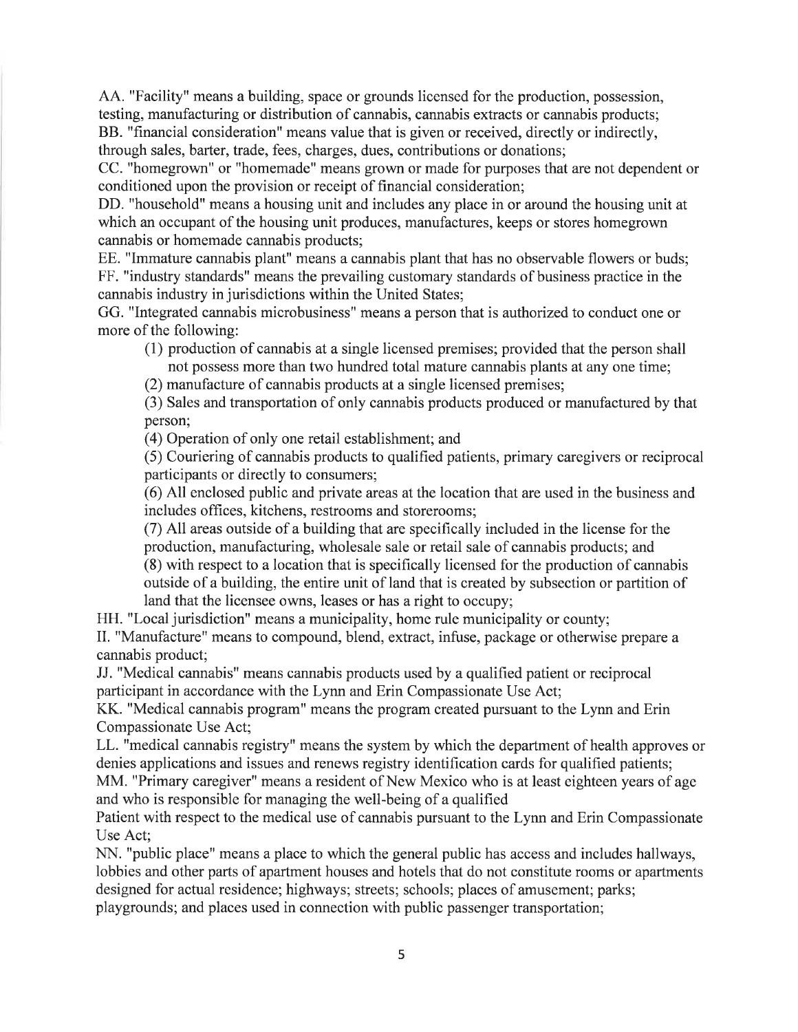AA. "Facility" means a building, space or grounds licensed for the production, possession, testing, manufacturing or distribution of cannabis, cannabis extracts or cannabis products;

BB. "financial consideration" means value that is given or received, directly or indirectly, through sales, barter, trade, fees, charges, dues, contributions or donations;

CC. "homegrown" or "homemade" means grown or made for purposes that are not dependent or conditioned upon the provision or receipt of financial consideration;

DD. "household" means a housing unit and includes any place in or around the housing unit at which an occupant of the housing unit produces, manufactures, keeps or stores homegrown cannabis or homemade cannabis products;

EE. "Immature cannabis plant" means a cannabis plant that has no observable flowers or buds;

FF. "industry standards" means the prevailing customary standards of business practice in the cannabis industry in jurisdictions within the United States;

GG. "Integrated cannabis microbusiness" means a person that is authorized to conduct one or more of the following:

(1) production of cannabis at a single licensed premises; provided that the person shall not possess more than two hundred total mature cannabis plants at any one time;

(2) manufacture of cannabis products at a single licensed premises;

(3) Sales and transportation of only cannabis products produced or manufactured by that person;

(4) Operation of only one retail establishment; and

(5) Couriering of cannabis products to qualified patients, primary caregivers or reciprocal participants or directly to consumers;

(6) All enclosed public and private areas at the location that are used in the business and includes offices, kitchens, restrooms and storerooms;

(7) All areas outside of a building that are specifically included in the license for the production, manufacturing, wholesale sale or retail sale of cannabis products; and

(8) with respect to a location that is specifically licensed for the production of cannabis outside of a building, the entire unit of land that is created by subsection or partition of land that the licensee owns, leases or has a right to occupy;

HH. "Local jurisdiction" means a municipality, home rule municipality or county;

II. "Manufacture" means to compound, blend, extract, infuse, package or otherwise prepare a cannabis product;

JJ. "Medical cannabis" means cannabis products used by a qualified patient or reciprocal participant in accordance with the Lynn and Erin Compassionate Use Act;

KK. "Medical cannabis program" means the program created pursuant to the Lynn and Erin Compassionate Use Act;

LL. "medical cannabis registry" means the system by which the department of health approves or denies applications and issues and renews registry identification cards for qualified patients;

MM. "Primary caregiver" means a resident of New Mexico who is at least eighteen years of age and who is responsible for managing the well-being of a qualified Patient with respect to the medical use of cannabis pursuant to the Lynn and Erin Compassionate Use Act;

NN. "public place" means a place to which the general public has access and includes hallways, lobbies and other parts of apartment houses and hotels that do not constitute rooms or apartments designed for actual residence; highways; streets; schools; places of amusement; parks; playgrounds; and places used in connection with public passenger transportation;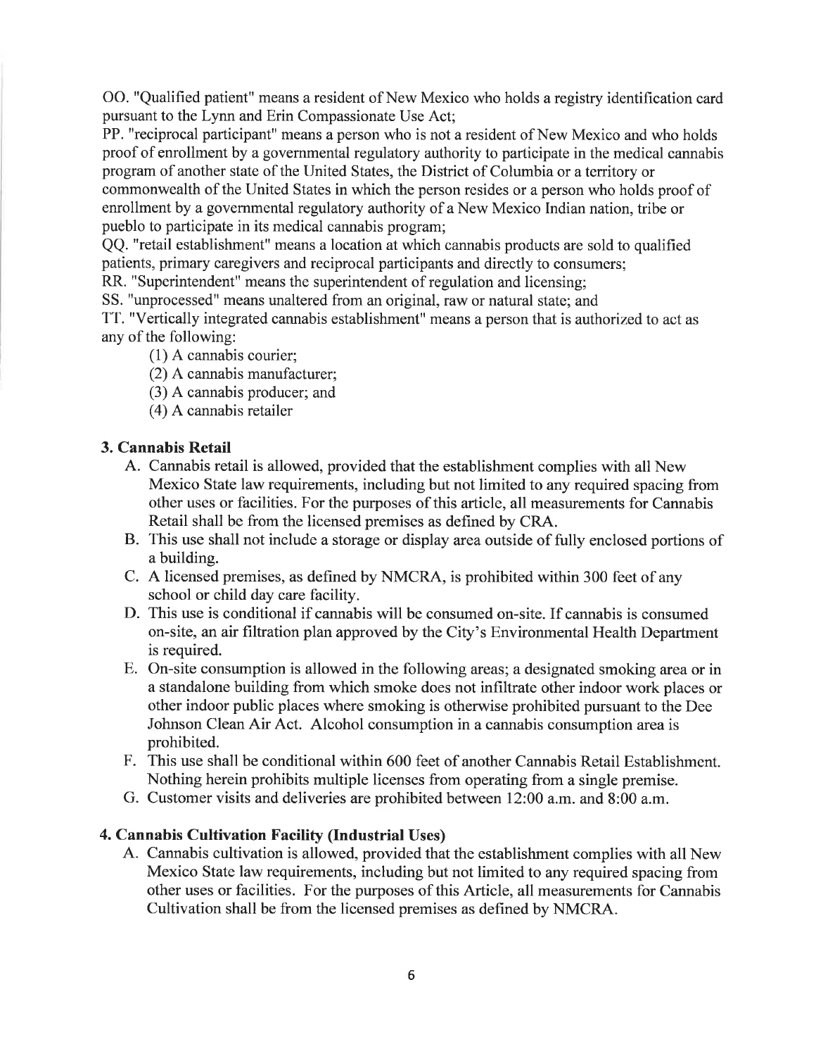OO. "Qualified patient" means a resident of New Mexico who holds a registry identification card pursuant to the Lynn and Erin Compassionate Use Act;

PP. "reciprocal participant" means a person who is not a resident of New Mexico and who holds proof of enrollment by a governmental regulatory authority to participate in the medical cannabis program of another state of the United States, the District of Columbia or a territory or commonwealth of the United States in which the person resides or a person who holds proof of enrollment by a governmental regulatory authority of a New Mexico Indian nation, tribe or pueblo to participate in its medical cannabis program;

QQ. "retail establishment" means a location at which cannabis products are sold to qualified patients, primary caregivers and reciprocal participants and directly to consumers;

RR. "Superintendent" means the superintendent of regulation and licensing;

SS. "unprocessed" means unaltered from an original, raw or natural state; and

TT. "Vertically integrated cannabis establishment" means a person that is authorized to act as any of the following:

(1) A cannabis courier;
(2) A cannabis manufacturer;
(3) A cannabis producer; and
(4) A cannabis retailer

### 3. Cannabis Retail

A. Cannabis retail is allowed, provided that the establishment complies with all New Mexico State law requirements, including but not limited to any required spacing from other uses or facilities. For the purposes of this article, all measurements for Cannabis Retail shall be from the licensed premises as defined by CRA.

B. This use shall not include a storage or display area outside of fully enclosed portions of a building.

C. A licensed premises, as defined by NMCRA, is prohibited within 300 feet of any school or child day care facility.

D. This use is conditional if cannabis will be consumed on-site. If cannabis is consumed on-site, an air filtration plan approved by the City's Environmental Health Department is required.

E. On-site consumption is allowed in the following areas; a designated smoking area or in a standalone building from which smoke does not infiltrate other indoor work places or other indoor public places where smoking is otherwise prohibited pursuant to the Dee Johnson Clean Air Act. Alcohol consumption in a cannabis consumption area is prohibited.

F. This use shall be conditional within 600 feet of another Cannabis Retail Establishment. Nothing herein prohibits multiple licenses from operating from a single premise.

G. Customer visits and deliveries are prohibited between 12:00 a.m. and 8:00 a.m.

### 4. Cannabis Cultivation Facility (Industrial Uses)

A. Cannabis cultivation is allowed, provided that the establishment complies with all New Mexico State law requirements, including but not limited to any required spacing from other uses or facilities. For the purposes of this Article, all measurements for Cannabis Cultivation shall be from the licensed premises as defined by NMCRA.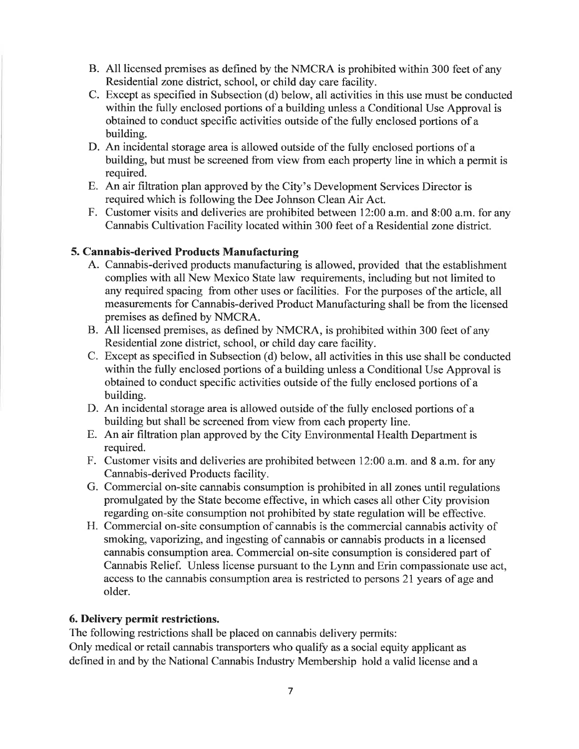B. All licensed premises as defined by the NMCRA is prohibited within 300 feet of any Residential zone district, school, or child day care facility.

C. Except as specified in Subsection (d) below, all activities in this use must be conducted within the fully enclosed portions of a building unless a Conditional Use Approval is obtained to conduct specific activities outside of the fully enclosed portions of a building.

D. An incidental storage area is allowed outside of the fully enclosed portions of a building, but must be screened from view from each property line in which a permit is required.

E. An air filtration plan approved by the City's Development Services Director is required which is following the Dee Johnson Clean Air Act.

F. Customer visits and deliveries are prohibited between 12:00 a.m. and 8:00 a.m. for any Cannabis Cultivation Facility located within 300 feet of a Residential zone district.

**5. Cannabis-derived Products Manufacturing**

A. Cannabis-derived products manufacturing is allowed, provided that the establishment complies with all New Mexico State law requirements, including but not limited to any required spacing from other uses or facilities. For the purposes of the article, all measurements for Cannabis-derived Product Manufacturing shall be from the licensed premises as defined by NMCRA.

B. All licensed premises, as defined by NMCRA, is prohibited within 300 feet of any Residential zone district, school, or child day care facility.

C. Except as specified in Subsection (d) below, all activities in this use shall be conducted within the fully enclosed portions of a building unless a Conditional Use Approval is obtained to conduct specific activities outside of the fully enclosed portions of a building.

D. An incidental storage area is allowed outside of the fully enclosed portions of a building but shall be screened from view from each property line.

E. An air filtration plan approved by the City Environmental Health Department is required.

F. Customer visits and deliveries are prohibited between 12:00 a.m. and 8 a.m. for any Cannabis-derived Products facility.

G. Commercial on-site cannabis consumption is prohibited in all zones until regulations promulgated by the State become effective, in which cases all other City provision regarding on-site consumption not prohibited by state regulation will be effective.

H. Commercial on-site consumption of cannabis is the commercial cannabis activity of smoking, vaporizing, and ingesting of cannabis or cannabis products in a licensed cannabis consumption area. Commercial on-site consumption is considered part of Cannabis Relief. Unless license pursuant to the Lynn and Erin compassionate use act, access to the cannabis consumption area is restricted to persons 21 years of age and older.

**6. Delivery permit restrictions.**

The following restrictions shall be placed on cannabis delivery permits:

Only medical or retail cannabis transporters who qualify as a social equity applicant as defined in and by the National Cannabis Industry Membership hold a valid license and a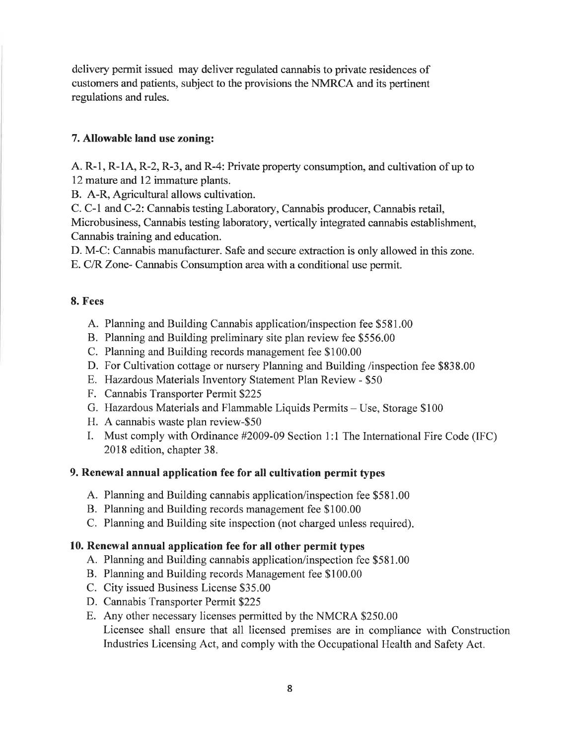delivery permit issued may deliver regulated cannabis to private residences of customers and patients, subject to the provisions the NMRCA and its pertinent regulations and rules.

**7. Allowable land use zoning:**

A. R-1, R-1A, R-2, R-3, and R-4: Private property consumption, and cultivation of up to 12 mature and 12 immature plants.
B. A-R, Agricultural allows cultivation.
C. C-1 and C-2: Cannabis testing Laboratory, Cannabis producer, Cannabis retail, Microbusiness, Cannabis testing laboratory, vertically integrated cannabis establishment, Cannabis training and education.
D. M-C: Cannabis manufacturer. Safe and secure extraction is only allowed in this zone.
E. C/R Zone- Cannabis Consumption area with a conditional use permit.

**8. Fees**

A. Planning and Building Cannabis application/inspection fee $581.00
B. Planning and Building preliminary site plan review fee $556.00
C. Planning and Building records management fee $100.00
D. For Cultivation cottage or nursery Planning and Building /inspection fee $838.00
E. Hazardous Materials Inventory Statement Plan Review - $50
F. Cannabis Transporter Permit $225
G. Hazardous Materials and Flammable Liquids Permits – Use, Storage $100
H. A cannabis waste plan review-$50
I. Must comply with Ordinance #2009-09 Section 1:1 The International Fire Code (IFC) 2018 edition, chapter 38.

**9. Renewal annual application fee for all cultivation permit types**

A. Planning and Building cannabis application/inspection fee $581.00
B. Planning and Building records management fee $100.00
C. Planning and Building site inspection (not charged unless required).

**10. Renewal annual application fee for all other permit types**

A. Planning and Building cannabis application/inspection fee $581.00
B. Planning and Building records Management fee $100.00
C. City issued Business License $35.00
D. Cannabis Transporter Permit $225
E. Any other necessary licenses permitted by the NMCRA $250.00
Licensee shall ensure that all licensed premises are in compliance with Construction Industries Licensing Act, and comply with the Occupational Health and Safety Act.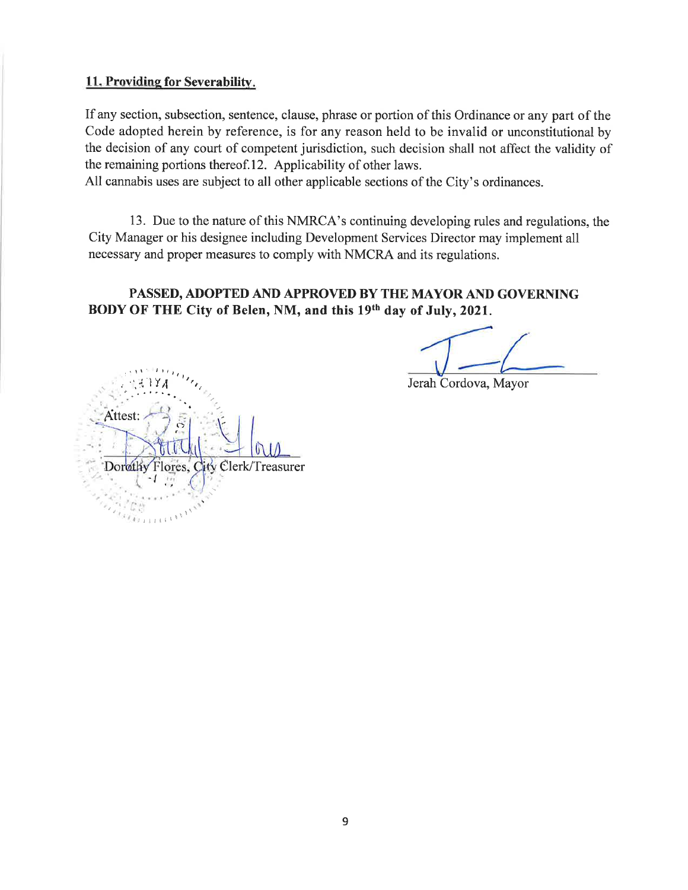**11. Providing for Severability.**

If any section, subsection, sentence, clause, phrase or portion of this Ordinance or any part of the Code adopted herein by reference, is for any reason held to be invalid or unconstitutional by the decision of any court of competent jurisdiction, such decision shall not affect the validity of the remaining portions thereof.12. Applicability of other laws.
All cannabis uses are subject to all other applicable sections of the City's ordinances.

13. Due to the nature of this NMRCA's continuing developing rules and regulations, the City Manager or his designee including Development Services Director may implement all necessary and proper measures to comply with NMCRA and its regulations.

**PASSED, ADOPTED AND APPROVED BY THE MAYOR AND GOVERNING BODY OF THE City of Belen, NM, and this 19th day of July, 2021.**

Jerah Cordova, Mayor

Attest:

Dorothy Flores, City Clerk/Treasurer